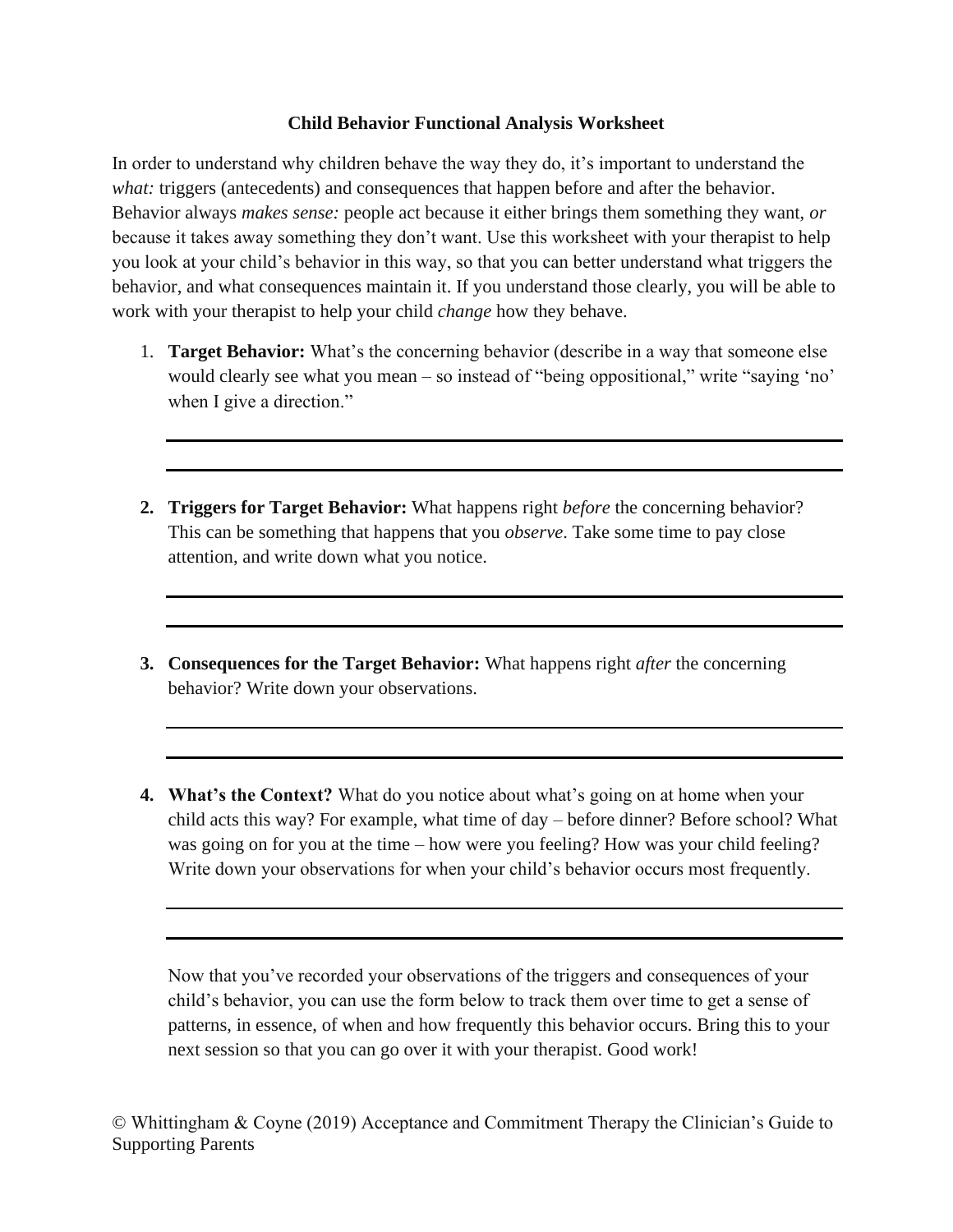# Child Behavior Functional Analysis Worksheet

In order to understand why children behave the way they do, it's important to understand the *what:* triggers (antecedents) and consequences that happen before and after the behavior. Behavior always *makes sense:* people act because it either brings them something they want, *or* because it takes away something they don't want. Use this worksheet with your therapist to help you look at your child's behavior in this way, so that you can better understand what triggers the behavior, and what consequences maintain it. If you understand those clearly, you will be able to work with your therapist to help your child *change* how they behave.

1. **Target Behavior:** What's the concerning behavior (describe in a way that someone else would clearly see what you mean – so instead of "being oppositional," write "saying 'no' when I give a direction."

   ______________________________________________

   ______________________________________________

2. **Triggers for Target Behavior:** What happens right *before* the concerning behavior? This can be something that happens that you *observe*. Take some time to pay close attention, and write down what you notice.

   ______________________________________________

   ______________________________________________

3. **Consequences for the Target Behavior:** What happens right *after* the concerning behavior? Write down your observations.

   ______________________________________________

   ______________________________________________

4. **What's the Context?** What do you notice about what's going on at home when your child acts this way? For example, what time of day – before dinner? Before school? What was going on for you at the time – how were you feeling? How was your child feeling? Write down your observations for when your child's behavior occurs most frequently.

   ______________________________________________

   ______________________________________________

Now that you've recorded your observations of the triggers and consequences of your child's behavior, you can use the form below to track them over time to get a sense of patterns, in essence, of when and how frequently this behavior occurs. Bring this to your next session so that you can go over it with your therapist. Good work!

© Whittingham & Coyne (2019) Acceptance and Commitment Therapy the Clinician's Guide to Supporting Parents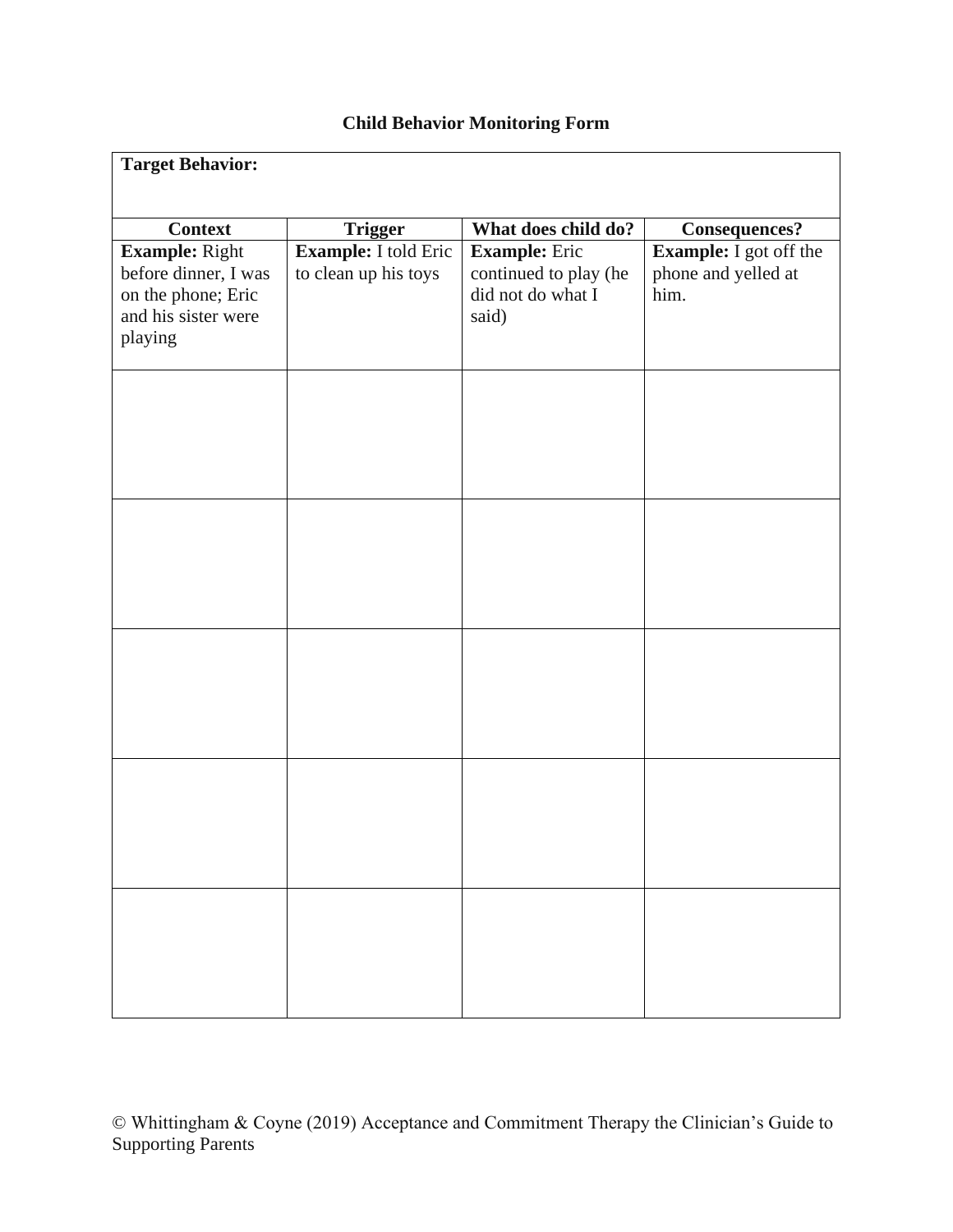# Child Behavior Monitoring Form

| **Target Behavior:** | | | |
|---|---|---|---|
| **Context** | **Trigger** | **What does child do?** | **Consequences?** |
| **Example:** Right before dinner, I was on the phone; Eric and his sister were playing | **Example:** I told Eric to clean up his toys | **Example:** Eric continued to play (he did not do what I said) | **Example:** I got off the phone and yelled at him. |
| | | | |
| | | | |
| | | | |
| | | | |
| | | | |

© Whittingham & Coyne (2019) Acceptance and Commitment Therapy the Clinician's Guide to Supporting Parents